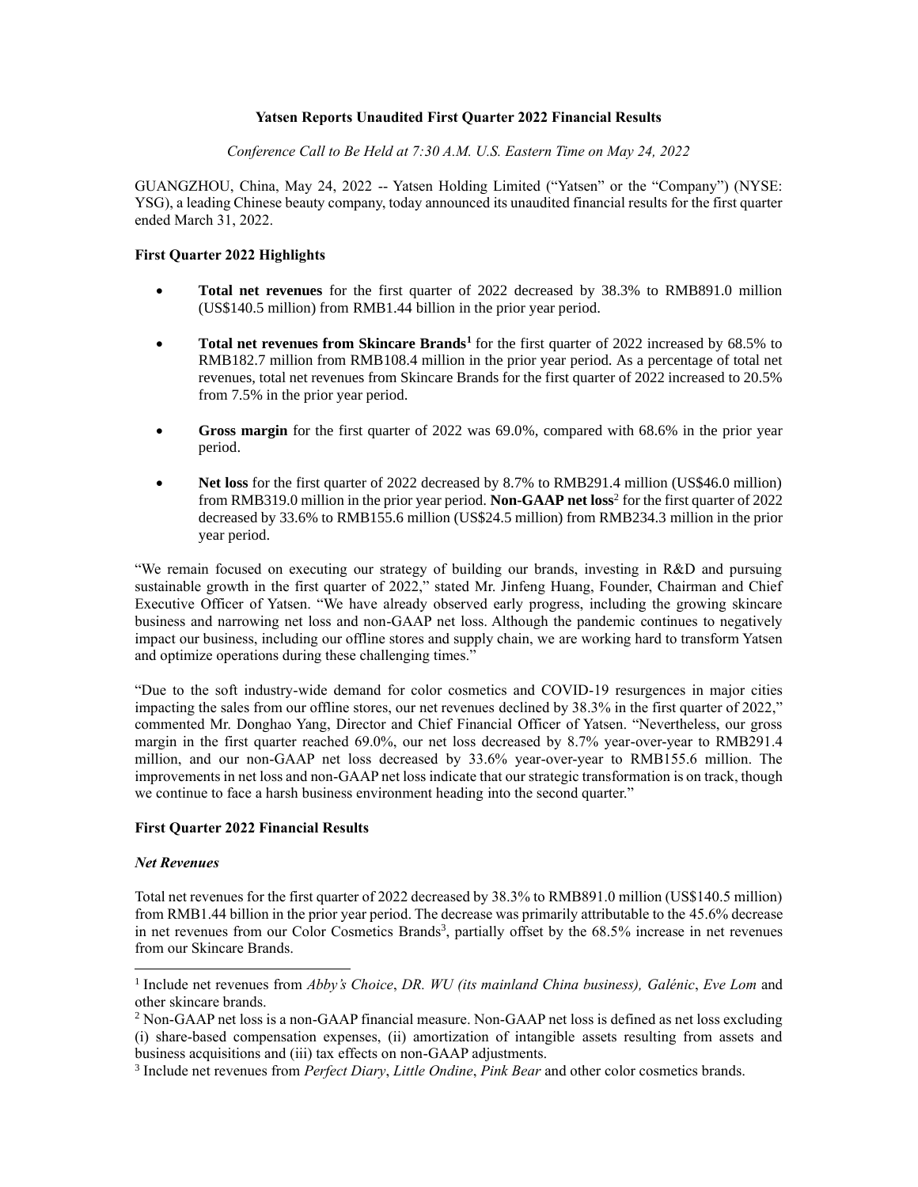# Yatsen Reports Unaudited First Quarter 2022 Financial Results

*Conference Call to Be Held at 7:30 A.M. U.S. Eastern Time on May 24, 2022*

GUANGZHOU, China, May 24, 2022 -- Yatsen Holding Limited ("Yatsen" or the "Company") (NYSE: YSG), a leading Chinese beauty company, today announced its unaudited financial results for the first quarter ended March 31, 2022.

## First Quarter 2022 Highlights

- **Total net revenues** for the first quarter of 2022 decreased by 38.3% to RMB891.0 million (US$140.5 million) from RMB1.44 billion in the prior year period.
- **Total net revenues from Skincare Brands**[1] for the first quarter of 2022 increased by 68.5% to RMB182.7 million from RMB108.4 million in the prior year period. As a percentage of total net revenues, total net revenues from Skincare Brands for the first quarter of 2022 increased to 20.5% from 7.5% in the prior year period.
- **Gross margin** for the first quarter of 2022 was 69.0%, compared with 68.6% in the prior year period.
- **Net loss** for the first quarter of 2022 decreased by 8.7% to RMB291.4 million (US$46.0 million) from RMB319.0 million in the prior year period. **Non-GAAP net loss**[2] for the first quarter of 2022 decreased by 33.6% to RMB155.6 million (US$24.5 million) from RMB234.3 million in the prior year period.

"We remain focused on executing our strategy of building our brands, investing in R&D and pursuing sustainable growth in the first quarter of 2022," stated Mr. Jinfeng Huang, Founder, Chairman and Chief Executive Officer of Yatsen. "We have already observed early progress, including the growing skincare business and narrowing net loss and non-GAAP net loss. Although the pandemic continues to negatively impact our business, including our offline stores and supply chain, we are working hard to transform Yatsen and optimize operations during these challenging times."

"Due to the soft industry-wide demand for color cosmetics and COVID-19 resurgences in major cities impacting the sales from our offline stores, our net revenues declined by 38.3% in the first quarter of 2022," commented Mr. Donghao Yang, Director and Chief Financial Officer of Yatsen. "Nevertheless, our gross margin in the first quarter reached 69.0%, our net loss decreased by 8.7% year-over-year to RMB291.4 million, and our non-GAAP net loss decreased by 33.6% year-over-year to RMB155.6 million. The improvements in net loss and non-GAAP net loss indicate that our strategic transformation is on track, though we continue to face a harsh business environment heading into the second quarter."

## First Quarter 2022 Financial Results

### *Net Revenues*

Total net revenues for the first quarter of 2022 decreased by 38.3% to RMB891.0 million (US$140.5 million) from RMB1.44 billion in the prior year period. The decrease was primarily attributable to the 45.6% decrease in net revenues from our Color Cosmetics Brands[3], partially offset by the 68.5% increase in net revenues from our Skincare Brands.

---

[1] Include net revenues from *Abby's Choice*, *DR. WU (its mainland China business), Galénic*, *Eve Lom* and other skincare brands.

[2] Non-GAAP net loss is a non-GAAP financial measure. Non-GAAP net loss is defined as net loss excluding (i) share-based compensation expenses, (ii) amortization of intangible assets resulting from assets and business acquisitions and (iii) tax effects on non-GAAP adjustments.

[3] Include net revenues from *Perfect Diary*, *Little Ondine*, *Pink Bear* and other color cosmetics brands.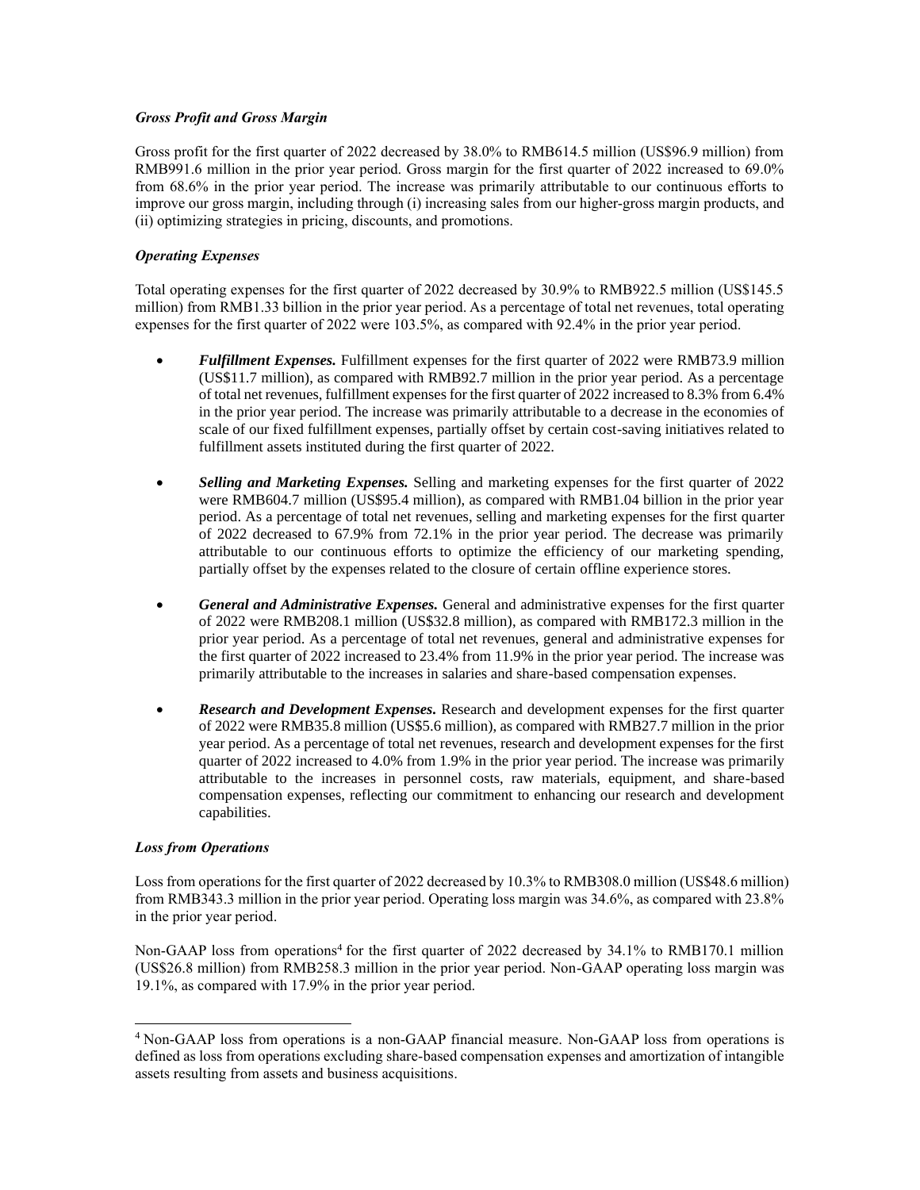***Gross Profit and Gross Margin***

Gross profit for the first quarter of 2022 decreased by 38.0% to RMB614.5 million (US$96.9 million) from RMB991.6 million in the prior year period. Gross margin for the first quarter of 2022 increased to 69.0% from 68.6% in the prior year period. The increase was primarily attributable to our continuous efforts to improve our gross margin, including through (i) increasing sales from our higher-gross margin products, and (ii) optimizing strategies in pricing, discounts, and promotions.

***Operating Expenses***

Total operating expenses for the first quarter of 2022 decreased by 30.9% to RMB922.5 million (US$145.5 million) from RMB1.33 billion in the prior year period. As a percentage of total net revenues, total operating expenses for the first quarter of 2022 were 103.5%, as compared with 92.4% in the prior year period.

- ***Fulfillment Expenses.*** Fulfillment expenses for the first quarter of 2022 were RMB73.9 million (US$11.7 million), as compared with RMB92.7 million in the prior year period. As a percentage of total net revenues, fulfillment expenses for the first quarter of 2022 increased to 8.3% from 6.4% in the prior year period. The increase was primarily attributable to a decrease in the economies of scale of our fixed fulfillment expenses, partially offset by certain cost-saving initiatives related to fulfillment assets instituted during the first quarter of 2022.
- ***Selling and Marketing Expenses.*** Selling and marketing expenses for the first quarter of 2022 were RMB604.7 million (US$95.4 million), as compared with RMB1.04 billion in the prior year period. As a percentage of total net revenues, selling and marketing expenses for the first quarter of 2022 decreased to 67.9% from 72.1% in the prior year period. The decrease was primarily attributable to our continuous efforts to optimize the efficiency of our marketing spending, partially offset by the expenses related to the closure of certain offline experience stores.
- ***General and Administrative Expenses.*** General and administrative expenses for the first quarter of 2022 were RMB208.1 million (US$32.8 million), as compared with RMB172.3 million in the prior year period. As a percentage of total net revenues, general and administrative expenses for the first quarter of 2022 increased to 23.4% from 11.9% in the prior year period. The increase was primarily attributable to the increases in salaries and share-based compensation expenses.
- ***Research and Development Expenses.*** Research and development expenses for the first quarter of 2022 were RMB35.8 million (US$5.6 million), as compared with RMB27.7 million in the prior year period. As a percentage of total net revenues, research and development expenses for the first quarter of 2022 increased to 4.0% from 1.9% in the prior year period. The increase was primarily attributable to the increases in personnel costs, raw materials, equipment, and share-based compensation expenses, reflecting our commitment to enhancing our research and development capabilities.

***Loss from Operations***

Loss from operations for the first quarter of 2022 decreased by 10.3% to RMB308.0 million (US$48.6 million) from RMB343.3 million in the prior year period. Operating loss margin was 34.6%, as compared with 23.8% in the prior year period.

Non-GAAP loss from operations[4] for the first quarter of 2022 decreased by 34.1% to RMB170.1 million (US$26.8 million) from RMB258.3 million in the prior year period. Non-GAAP operating loss margin was 19.1%, as compared with 17.9% in the prior year period.

[4] Non-GAAP loss from operations is a non-GAAP financial measure. Non-GAAP loss from operations is defined as loss from operations excluding share-based compensation expenses and amortization of intangible assets resulting from assets and business acquisitions.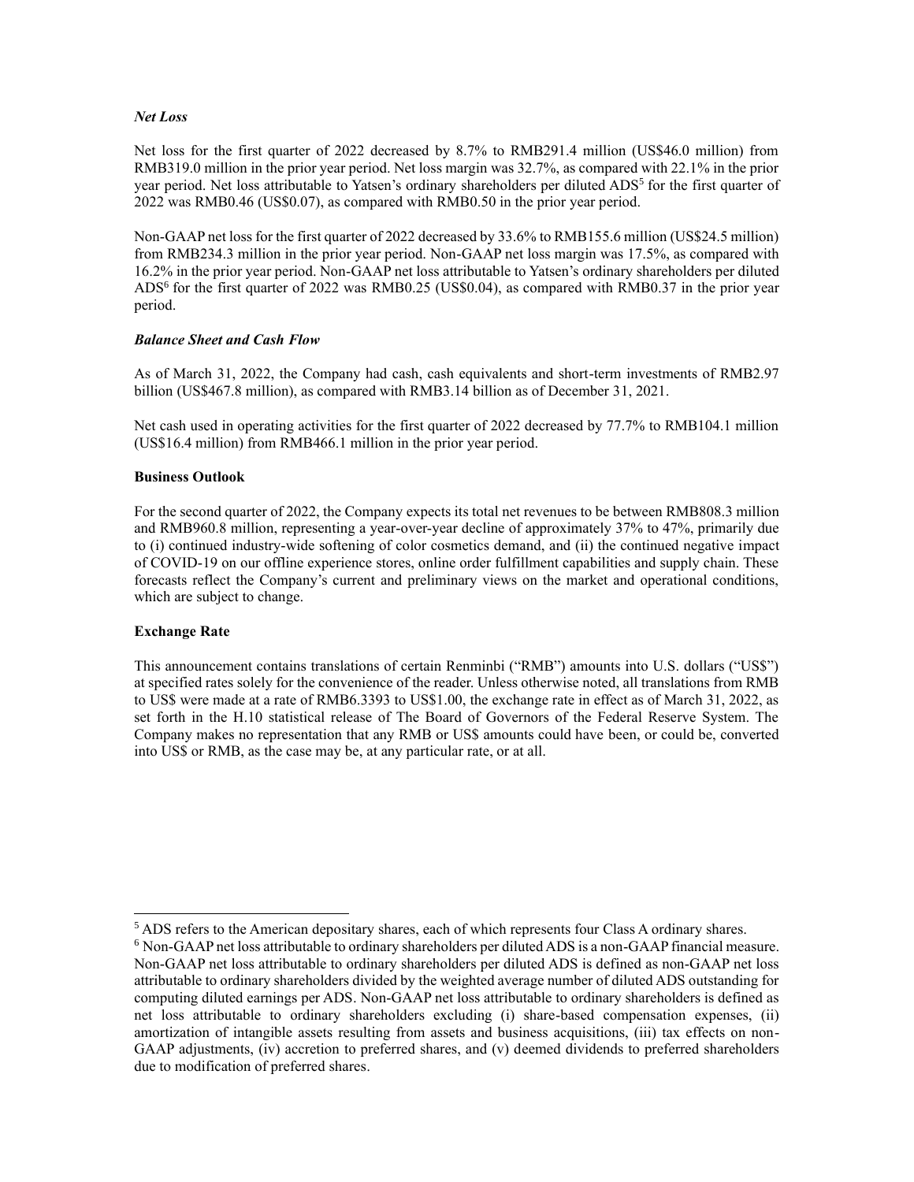***Net Loss***

Net loss for the first quarter of 2022 decreased by 8.7% to RMB291.4 million (US$46.0 million) from RMB319.0 million in the prior year period. Net loss margin was 32.7%, as compared with 22.1% in the prior year period. Net loss attributable to Yatsen's ordinary shareholders per diluted ADS[5] for the first quarter of 2022 was RMB0.46 (US$0.07), as compared with RMB0.50 in the prior year period.

Non-GAAP net loss for the first quarter of 2022 decreased by 33.6% to RMB155.6 million (US$24.5 million) from RMB234.3 million in the prior year period. Non-GAAP net loss margin was 17.5%, as compared with 16.2% in the prior year period. Non-GAAP net loss attributable to Yatsen's ordinary shareholders per diluted ADS[6] for the first quarter of 2022 was RMB0.25 (US$0.04), as compared with RMB0.37 in the prior year period.

***Balance Sheet and Cash Flow***

As of March 31, 2022, the Company had cash, cash equivalents and short-term investments of RMB2.97 billion (US$467.8 million), as compared with RMB3.14 billion as of December 31, 2021.

Net cash used in operating activities for the first quarter of 2022 decreased by 77.7% to RMB104.1 million (US$16.4 million) from RMB466.1 million in the prior year period.

**Business Outlook**

For the second quarter of 2022, the Company expects its total net revenues to be between RMB808.3 million and RMB960.8 million, representing a year-over-year decline of approximately 37% to 47%, primarily due to (i) continued industry-wide softening of color cosmetics demand, and (ii) the continued negative impact of COVID-19 on our offline experience stores, online order fulfillment capabilities and supply chain. These forecasts reflect the Company's current and preliminary views on the market and operational conditions, which are subject to change.

**Exchange Rate**

This announcement contains translations of certain Renminbi ("RMB") amounts into U.S. dollars ("US$") at specified rates solely for the convenience of the reader. Unless otherwise noted, all translations from RMB to US$ were made at a rate of RMB6.3393 to US$1.00, the exchange rate in effect as of March 31, 2022, as set forth in the H.10 statistical release of The Board of Governors of the Federal Reserve System. The Company makes no representation that any RMB or US$ amounts could have been, or could be, converted into US$ or RMB, as the case may be, at any particular rate, or at all.

---

[5] ADS refers to the American depositary shares, each of which represents four Class A ordinary shares.

[6] Non-GAAP net loss attributable to ordinary shareholders per diluted ADS is a non-GAAP financial measure. Non-GAAP net loss attributable to ordinary shareholders per diluted ADS is defined as non-GAAP net loss attributable to ordinary shareholders divided by the weighted average number of diluted ADS outstanding for computing diluted earnings per ADS. Non-GAAP net loss attributable to ordinary shareholders is defined as net loss attributable to ordinary shareholders excluding (i) share-based compensation expenses, (ii) amortization of intangible assets resulting from assets and business acquisitions, (iii) tax effects on non-GAAP adjustments, (iv) accretion to preferred shares, and (v) deemed dividends to preferred shareholders due to modification of preferred shares.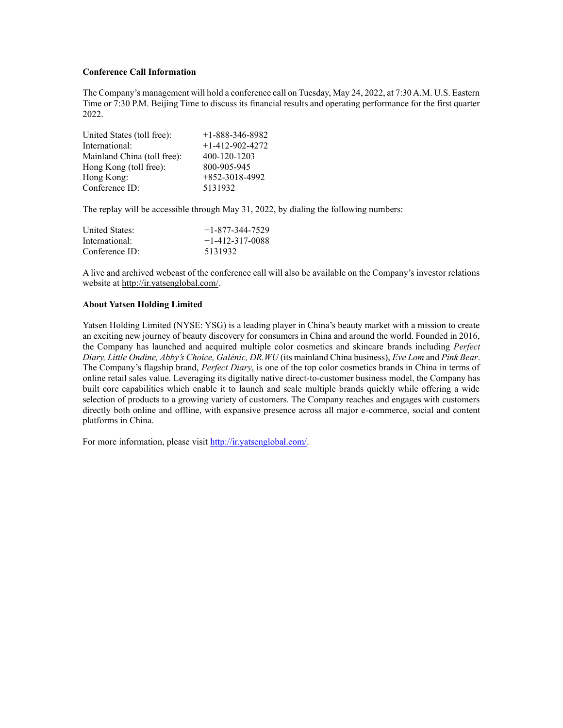**Conference Call Information**

The Company's management will hold a conference call on Tuesday, May 24, 2022, at 7:30 A.M. U.S. Eastern Time or 7:30 P.M. Beijing Time to discuss its financial results and operating performance for the first quarter 2022.

| | |
|---|---|
| United States (toll free): | +1-888-346-8982 |
| International: | +1-412-902-4272 |
| Mainland China (toll free): | 400-120-1203 |
| Hong Kong (toll free): | 800-905-945 |
| Hong Kong: | +852-3018-4992 |
| Conference ID: | 5131932 |

The replay will be accessible through May 31, 2022, by dialing the following numbers:

| | |
|---|---|
| United States: | +1-877-344-7529 |
| International: | +1-412-317-0088 |
| Conference ID: | 5131932 |

A live and archived webcast of the conference call will also be available on the Company's investor relations website at http://ir.yatsenglobal.com/.

**About Yatsen Holding Limited**

Yatsen Holding Limited (NYSE: YSG) is a leading player in China's beauty market with a mission to create an exciting new journey of beauty discovery for consumers in China and around the world. Founded in 2016, the Company has launched and acquired multiple color cosmetics and skincare brands including *Perfect Diary, Little Ondine, Abby's Choice, Galénic, DR.WU* (its mainland China business), *Eve Lom* and *Pink Bear*. The Company's flagship brand, *Perfect Diary*, is one of the top color cosmetics brands in China in terms of online retail sales value. Leveraging its digitally native direct-to-customer business model, the Company has built core capabilities which enable it to launch and scale multiple brands quickly while offering a wide selection of products to a growing variety of customers. The Company reaches and engages with customers directly both online and offline, with expansive presence across all major e-commerce, social and content platforms in China.

For more information, please visit http://ir.yatsenglobal.com/.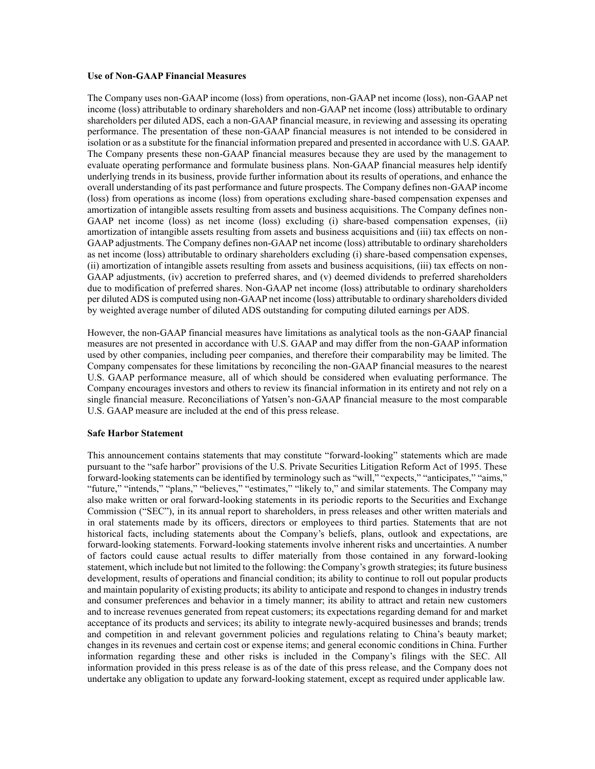**Use of Non-GAAP Financial Measures**

The Company uses non-GAAP income (loss) from operations, non-GAAP net income (loss), non-GAAP net income (loss) attributable to ordinary shareholders and non-GAAP net income (loss) attributable to ordinary shareholders per diluted ADS, each a non-GAAP financial measure, in reviewing and assessing its operating performance. The presentation of these non-GAAP financial measures is not intended to be considered in isolation or as a substitute for the financial information prepared and presented in accordance with U.S. GAAP. The Company presents these non-GAAP financial measures because they are used by the management to evaluate operating performance and formulate business plans. Non-GAAP financial measures help identify underlying trends in its business, provide further information about its results of operations, and enhance the overall understanding of its past performance and future prospects. The Company defines non-GAAP income (loss) from operations as income (loss) from operations excluding share-based compensation expenses and amortization of intangible assets resulting from assets and business acquisitions. The Company defines non-GAAP net income (loss) as net income (loss) excluding (i) share-based compensation expenses, (ii) amortization of intangible assets resulting from assets and business acquisitions and (iii) tax effects on non-GAAP adjustments. The Company defines non-GAAP net income (loss) attributable to ordinary shareholders as net income (loss) attributable to ordinary shareholders excluding (i) share-based compensation expenses, (ii) amortization of intangible assets resulting from assets and business acquisitions, (iii) tax effects on non-GAAP adjustments, (iv) accretion to preferred shares, and (v) deemed dividends to preferred shareholders due to modification of preferred shares. Non-GAAP net income (loss) attributable to ordinary shareholders per diluted ADS is computed using non-GAAP net income (loss) attributable to ordinary shareholders divided by weighted average number of diluted ADS outstanding for computing diluted earnings per ADS.

However, the non-GAAP financial measures have limitations as analytical tools as the non-GAAP financial measures are not presented in accordance with U.S. GAAP and may differ from the non-GAAP information used by other companies, including peer companies, and therefore their comparability may be limited. The Company compensates for these limitations by reconciling the non-GAAP financial measures to the nearest U.S. GAAP performance measure, all of which should be considered when evaluating performance. The Company encourages investors and others to review its financial information in its entirety and not rely on a single financial measure. Reconciliations of Yatsen's non-GAAP financial measure to the most comparable U.S. GAAP measure are included at the end of this press release.

**Safe Harbor Statement**

This announcement contains statements that may constitute "forward-looking" statements which are made pursuant to the "safe harbor" provisions of the U.S. Private Securities Litigation Reform Act of 1995. These forward-looking statements can be identified by terminology such as "will," "expects," "anticipates," "aims," "future," "intends," "plans," "believes," "estimates," "likely to," and similar statements. The Company may also make written or oral forward-looking statements in its periodic reports to the Securities and Exchange Commission ("SEC"), in its annual report to shareholders, in press releases and other written materials and in oral statements made by its officers, directors or employees to third parties. Statements that are not historical facts, including statements about the Company's beliefs, plans, outlook and expectations, are forward-looking statements. Forward-looking statements involve inherent risks and uncertainties. A number of factors could cause actual results to differ materially from those contained in any forward-looking statement, which include but not limited to the following: the Company's growth strategies; its future business development, results of operations and financial condition; its ability to continue to roll out popular products and maintain popularity of existing products; its ability to anticipate and respond to changes in industry trends and consumer preferences and behavior in a timely manner; its ability to attract and retain new customers and to increase revenues generated from repeat customers; its expectations regarding demand for and market acceptance of its products and services; its ability to integrate newly-acquired businesses and brands; trends and competition in and relevant government policies and regulations relating to China's beauty market; changes in its revenues and certain cost or expense items; and general economic conditions in China. Further information regarding these and other risks is included in the Company's filings with the SEC. All information provided in this press release is as of the date of this press release, and the Company does not undertake any obligation to update any forward-looking statement, except as required under applicable law.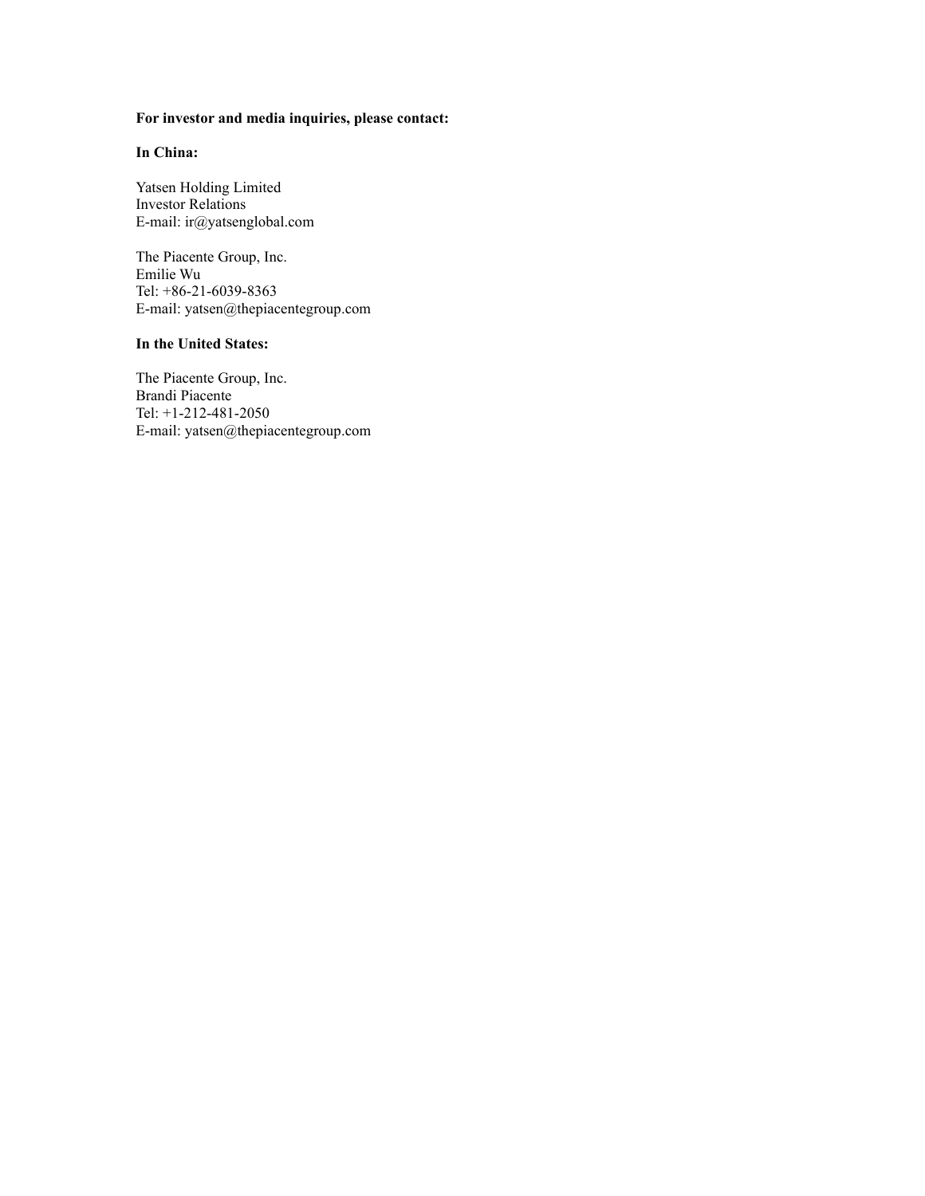**For investor and media inquiries, please contact:**

**In China:**

Yatsen Holding Limited
Investor Relations
E-mail: ir@yatsenglobal.com

The Piacente Group, Inc.
Emilie Wu
Tel: +86-21-6039-8363
E-mail: yatsen@thepiacentegroup.com

**In the United States:**

The Piacente Group, Inc.
Brandi Piacente
Tel: +1-212-481-2050
E-mail: yatsen@thepiacentegroup.com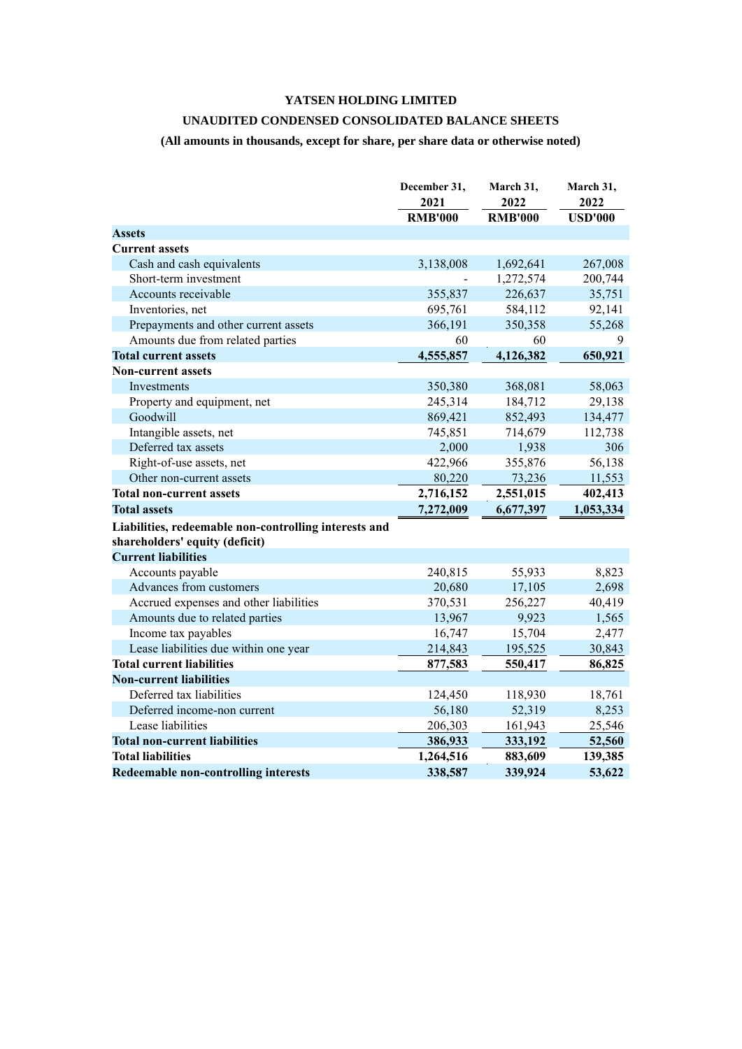# YATSEN HOLDING LIMITED

## UNAUDITED CONDENSED CONSOLIDATED BALANCE SHEETS

**(All amounts in thousands, except for share, per share data or otherwise noted)**

| | December 31, 2021 RMB'000 | March 31, 2022 RMB'000 | March 31, 2022 USD'000 |
|---|---|---|---|
| **Assets** | | | |
| **Current assets** | | | |
| Cash and cash equivalents | 3,138,008 | 1,692,641 | 267,008 |
| Short-term investment | - | 1,272,574 | 200,744 |
| Accounts receivable | 355,837 | 226,637 | 35,751 |
| Inventories, net | 695,761 | 584,112 | 92,141 |
| Prepayments and other current assets | 366,191 | 350,358 | 55,268 |
| Amounts due from related parties | 60 | 60 | 9 |
| **Total current assets** | **4,555,857** | **4,126,382** | **650,921** |
| **Non-current assets** | | | |
| Investments | 350,380 | 368,081 | 58,063 |
| Property and equipment, net | 245,314 | 184,712 | 29,138 |
| Goodwill | 869,421 | 852,493 | 134,477 |
| Intangible assets, net | 745,851 | 714,679 | 112,738 |
| Deferred tax assets | 2,000 | 1,938 | 306 |
| Right-of-use assets, net | 422,966 | 355,876 | 56,138 |
| Other non-current assets | 80,220 | 73,236 | 11,553 |
| **Total non-current assets** | **2,716,152** | **2,551,015** | **402,413** |
| **Total assets** | **7,272,009** | **6,677,397** | **1,053,334** |
| **Liabilities, redeemable non-controlling interests and shareholders' equity (deficit)** | | | |
| **Current liabilities** | | | |
| Accounts payable | 240,815 | 55,933 | 8,823 |
| Advances from customers | 20,680 | 17,105 | 2,698 |
| Accrued expenses and other liabilities | 370,531 | 256,227 | 40,419 |
| Amounts due to related parties | 13,967 | 9,923 | 1,565 |
| Income tax payables | 16,747 | 15,704 | 2,477 |
| Lease liabilities due within one year | 214,843 | 195,525 | 30,843 |
| **Total current liabilities** | **877,583** | **550,417** | **86,825** |
| **Non-current liabilities** | | | |
| Deferred tax liabilities | 124,450 | 118,930 | 18,761 |
| Deferred income-non current | 56,180 | 52,319 | 8,253 |
| Lease liabilities | 206,303 | 161,943 | 25,546 |
| **Total non-current liabilities** | **386,933** | **333,192** | **52,560** |
| **Total liabilities** | **1,264,516** | **883,609** | **139,385** |
| **Redeemable non-controlling interests** | **338,587** | **339,924** | **53,622** |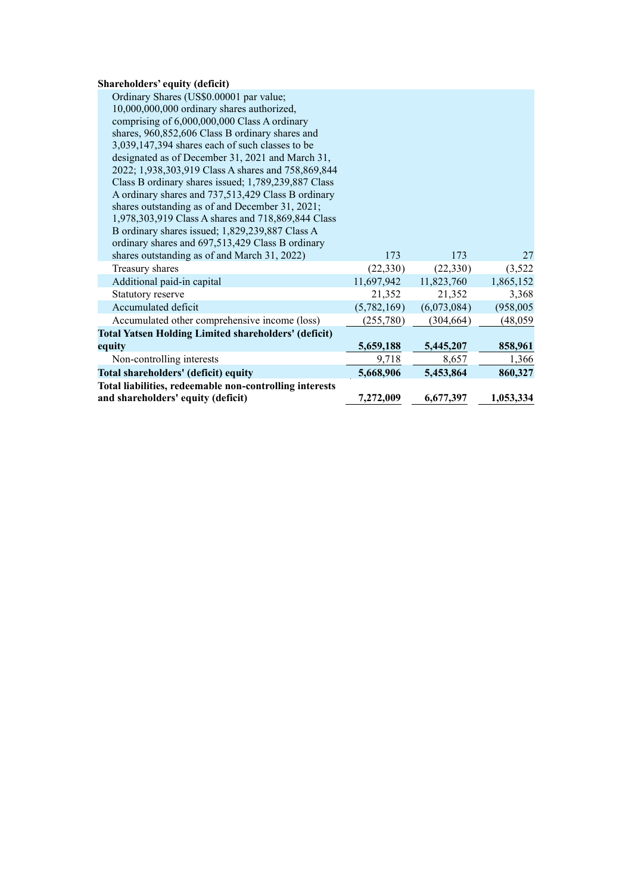| | | | |
|---|---|---|---|
| **Shareholders' equity (deficit)** | | | |
| Ordinary Shares (US$0.00001 par value; 10,000,000,000 ordinary shares authorized, comprising of 6,000,000,000 Class A ordinary shares, 960,852,606 Class B ordinary shares and 3,039,147,394 shares each of such classes to be designated as of December 31, 2021 and March 31, 2022; 1,938,303,919 Class A shares and 758,869,844 Class B ordinary shares issued; 1,789,239,887 Class A ordinary shares and 737,513,429 Class B ordinary shares outstanding as of and December 31, 2021; 1,978,303,919 Class A shares and 718,869,844 Class B ordinary shares issued; 1,829,239,887 Class A ordinary shares and 697,513,429 Class B ordinary shares outstanding as of and March 31, 2022) | 173 | 173 | 27 |
| Treasury shares | (22,330) | (22,330) | (3,522 |
| Additional paid-in capital | 11,697,942 | 11,823,760 | 1,865,152 |
| Statutory reserve | 21,352 | 21,352 | 3,368 |
| Accumulated deficit | (5,782,169) | (6,073,084) | (958,005 |
| Accumulated other comprehensive income (loss) | (255,780) | (304,664) | (48,059 |
| **Total Yatsen Holding Limited shareholders' (deficit) equity** | **5,659,188** | **5,445,207** | **858,961** |
| Non-controlling interests | 9,718 | 8,657 | 1,366 |
| **Total shareholders' (deficit) equity** | **5,668,906** | **5,453,864** | **860,327** |
| **Total liabilities, redeemable non-controlling interests and shareholders' equity (deficit)** | **7,272,009** | **6,677,397** | **1,053,334** |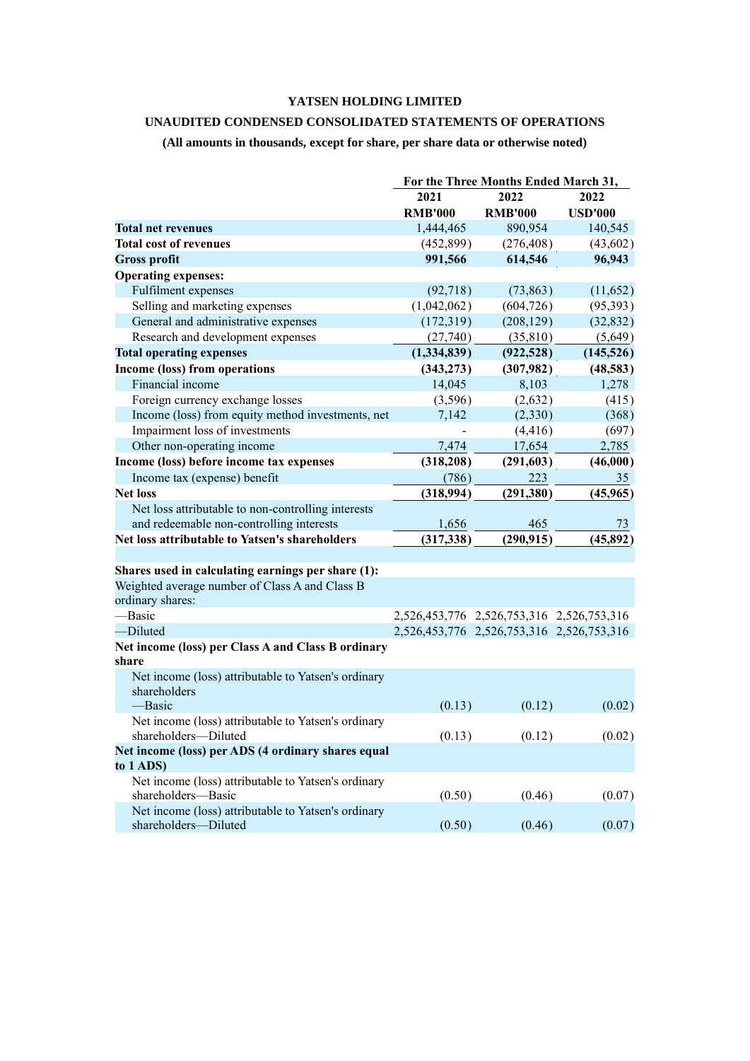# YATSEN HOLDING LIMITED

## UNAUDITED CONDENSED CONSOLIDATED STATEMENTS OF OPERATIONS

**(All amounts in thousands, except for share, per share data or otherwise noted)**

| | For the Three Months Ended March 31, | | |
|---|---|---|---|
| | 2021 | 2022 | 2022 |
| | RMB'000 | RMB'000 | USD'000 |
| **Total net revenues** | 1,444,465 | 890,954 | 140,545 |
| **Total cost of revenues** | (452,899) | (276,408) | (43,602) |
| **Gross profit** | **991,566** | **614,546** | **96,943** |
| **Operating expenses:** | | | |
| Fulfilment expenses | (92,718) | (73,863) | (11,652) |
| Selling and marketing expenses | (1,042,062) | (604,726) | (95,393) |
| General and administrative expenses | (172,319) | (208,129) | (32,832) |
| Research and development expenses | (27,740) | (35,810) | (5,649) |
| **Total operating expenses** | **(1,334,839)** | **(922,528)** | **(145,526)** |
| **Income (loss) from operations** | **(343,273)** | **(307,982)** | **(48,583)** |
| Financial income | 14,045 | 8,103 | 1,278 |
| Foreign currency exchange losses | (3,596) | (2,632) | (415) |
| Income (loss) from equity method investments, net | 7,142 | (2,330) | (368) |
| Impairment loss of investments | - | (4,416) | (697) |
| Other non-operating income | 7,474 | 17,654 | 2,785 |
| **Income (loss) before income tax expenses** | **(318,208)** | **(291,603)** | **(46,000)** |
| Income tax (expense) benefit | (786) | 223 | 35 |
| **Net loss** | **(318,994)** | **(291,380)** | **(45,965)** |
| Net loss attributable to non-controlling interests and redeemable non-controlling interests | 1,656 | 465 | 73 |
| **Net loss attributable to Yatsen's shareholders** | **(317,338)** | **(290,915)** | **(45,892)** |
| | | | |
| **Shares used in calculating earnings per share (1):** | | | |
| Weighted average number of Class A and Class B ordinary shares: | | | |
| —Basic | 2,526,453,776 | 2,526,753,316 | 2,526,753,316 |
| —Diluted | 2,526,453,776 | 2,526,753,316 | 2,526,753,316 |
| **Net income (loss) per Class A and Class B ordinary share** | | | |
| Net income (loss) attributable to Yatsen's ordinary shareholders —Basic | (0.13) | (0.12) | (0.02) |
| Net income (loss) attributable to Yatsen's ordinary shareholders—Diluted | (0.13) | (0.12) | (0.02) |
| **Net income (loss) per ADS (4 ordinary shares equal to 1 ADS)** | | | |
| Net income (loss) attributable to Yatsen's ordinary shareholders—Basic | (0.50) | (0.46) | (0.07) |
| Net income (loss) attributable to Yatsen's ordinary shareholders—Diluted | (0.50) | (0.46) | (0.07) |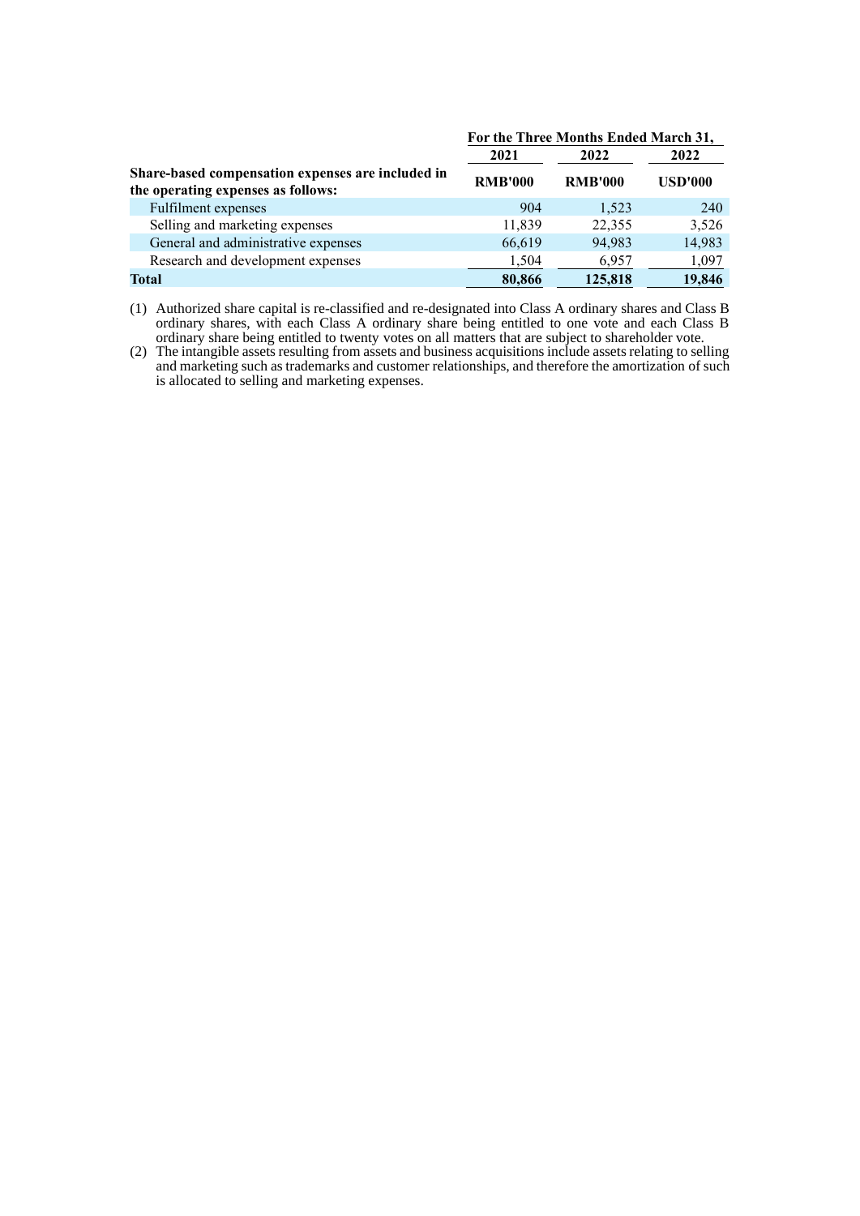| Share-based compensation expenses are included in the operating expenses as follows: | For the Three Months Ended March 31, | | |
|---|---|---|---|
| | 2021 | 2022 | 2022 |
| | RMB'000 | RMB'000 | USD'000 |
| Fulfilment expenses | 904 | 1,523 | 240 |
| Selling and marketing expenses | 11,839 | 22,355 | 3,526 |
| General and administrative expenses | 66,619 | 94,983 | 14,983 |
| Research and development expenses | 1,504 | 6,957 | 1,097 |
| **Total** | **80,866** | **125,818** | **19,846** |

(1) Authorized share capital is re-classified and re-designated into Class A ordinary shares and Class B ordinary shares, with each Class A ordinary share being entitled to one vote and each Class B ordinary share being entitled to twenty votes on all matters that are subject to shareholder vote.

(2) The intangible assets resulting from assets and business acquisitions include assets relating to selling and marketing such as trademarks and customer relationships, and therefore the amortization of such is allocated to selling and marketing expenses.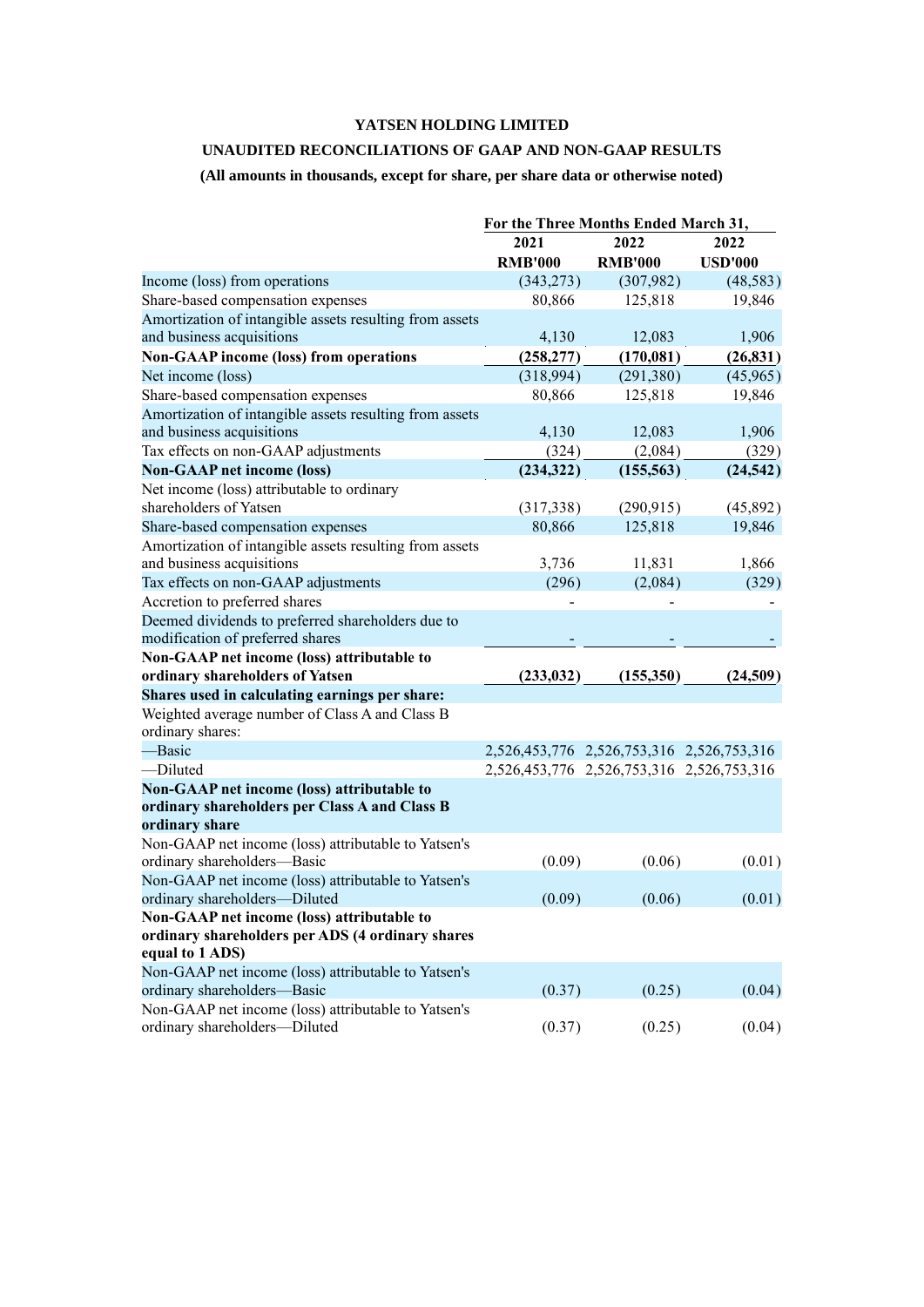**YATSEN HOLDING LIMITED**

**UNAUDITED RECONCILIATIONS OF GAAP AND NON-GAAP RESULTS**

**(All amounts in thousands, except for share, per share data or otherwise noted)**

| | For the Three Months Ended March 31, | | |
|---|---|---|---|
| | 2021 | 2022 | 2022 |
| | RMB'000 | RMB'000 | USD'000 |
| Income (loss) from operations | (343,273) | (307,982) | (48,583) |
| Share-based compensation expenses | 80,866 | 125,818 | 19,846 |
| Amortization of intangible assets resulting from assets and business acquisitions | 4,130 | 12,083 | 1,906 |
| **Non-GAAP income (loss) from operations** | **(258,277)** | **(170,081)** | **(26,831)** |
| Net income (loss) | (318,994) | (291,380) | (45,965) |
| Share-based compensation expenses | 80,866 | 125,818 | 19,846 |
| Amortization of intangible assets resulting from assets and business acquisitions | 4,130 | 12,083 | 1,906 |
| Tax effects on non-GAAP adjustments | (324) | (2,084) | (329) |
| **Non-GAAP net income (loss)** | **(234,322)** | **(155,563)** | **(24,542)** |
| Net income (loss) attributable to ordinary shareholders of Yatsen | (317,338) | (290,915) | (45,892) |
| Share-based compensation expenses | 80,866 | 125,818 | 19,846 |
| Amortization of intangible assets resulting from assets and business acquisitions | 3,736 | 11,831 | 1,866 |
| Tax effects on non-GAAP adjustments | (296) | (2,084) | (329) |
| Accretion to preferred shares | - | - | - |
| Deemed dividends to preferred shareholders due to modification of preferred shares | - | - | - |
| **Non-GAAP net income (loss) attributable to ordinary shareholders of Yatsen** | **(233,032)** | **(155,350)** | **(24,509)** |
| **Shares used in calculating earnings per share:** | | | |
| Weighted average number of Class A and Class B ordinary shares: | | | |
| —Basic | 2,526,453,776 | 2,526,753,316 | 2,526,753,316 |
| —Diluted | 2,526,453,776 | 2,526,753,316 | 2,526,753,316 |
| **Non-GAAP net income (loss) attributable to ordinary shareholders per Class A and Class B ordinary share** | | | |
| Non-GAAP net income (loss) attributable to Yatsen's ordinary shareholders—Basic | (0.09) | (0.06) | (0.01) |
| Non-GAAP net income (loss) attributable to Yatsen's ordinary shareholders—Diluted | (0.09) | (0.06) | (0.01) |
| **Non-GAAP net income (loss) attributable to ordinary shareholders per ADS (4 ordinary shares equal to 1 ADS)** | | | |
| Non-GAAP net income (loss) attributable to Yatsen's ordinary shareholders—Basic | (0.37) | (0.25) | (0.04) |
| Non-GAAP net income (loss) attributable to Yatsen's ordinary shareholders—Diluted | (0.37) | (0.25) | (0.04) |